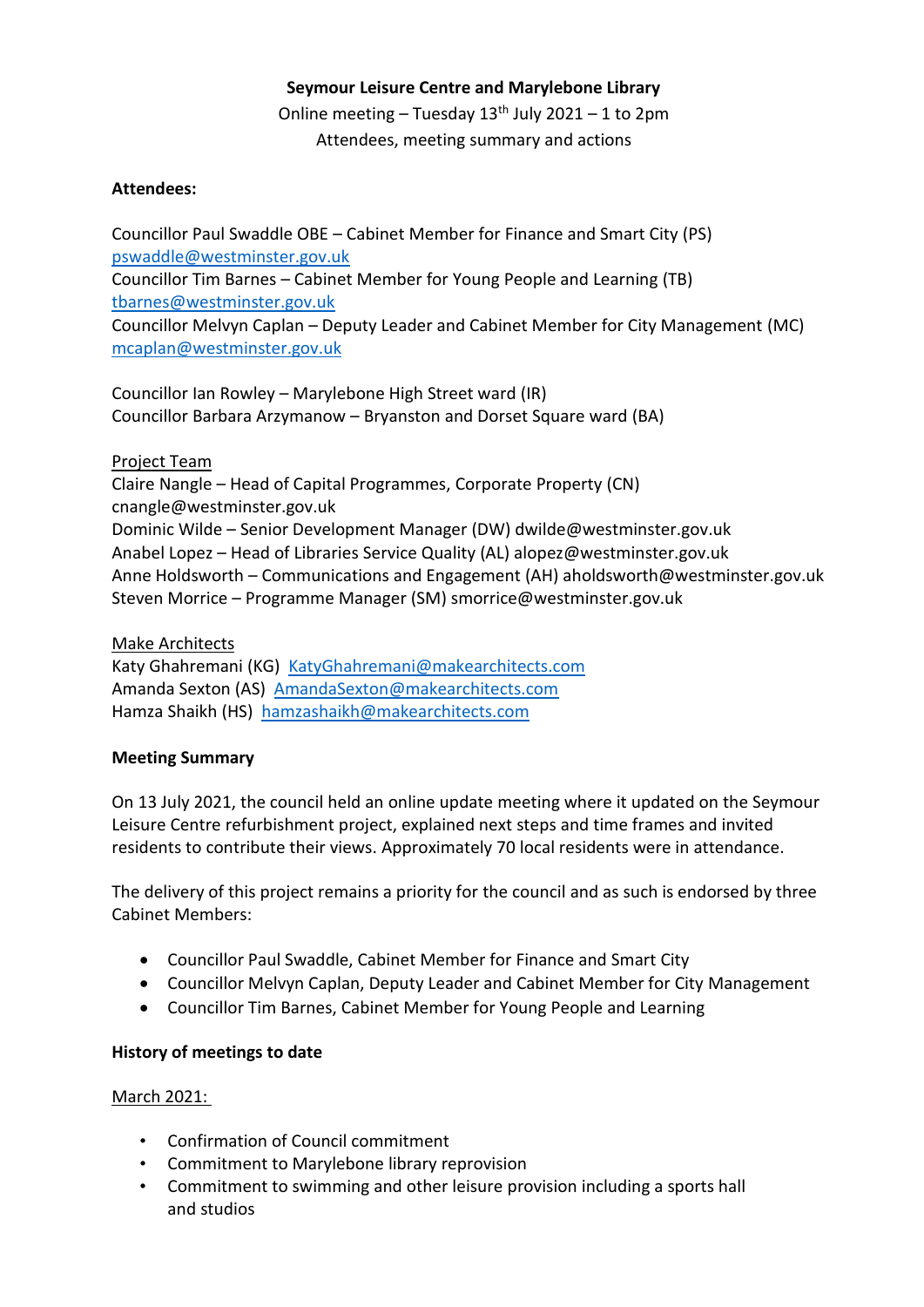**Seymour Leisure Centre and Marylebone Library**

Online meeting – Tuesday 13th July 2021 – 1 to 2pm

Attendees, meeting summary and actions

**Attendees:**

Councillor Paul Swaddle OBE – Cabinet Member for Finance and Smart City (PS)
pswaddle@westminster.gov.uk
Councillor Tim Barnes – Cabinet Member for Young People and Learning (TB)
tbarnes@westminster.gov.uk
Councillor Melvyn Caplan – Deputy Leader and Cabinet Member for City Management (MC)
mcaplan@westminster.gov.uk

Councillor Ian Rowley – Marylebone High Street ward (IR)
Councillor Barbara Arzymanow – Bryanston and Dorset Square ward (BA)

Project Team
Claire Nangle – Head of Capital Programmes, Corporate Property (CN)
cnangle@westminster.gov.uk
Dominic Wilde – Senior Development Manager (DW) dwilde@westminster.gov.uk
Anabel Lopez – Head of Libraries Service Quality (AL) alopez@westminster.gov.uk
Anne Holdsworth – Communications and Engagement (AH) aholdsworth@westminster.gov.uk
Steven Morrice – Programme Manager (SM) smorrice@westminster.gov.uk

Make Architects
Katy Ghahremani (KG) KatyGhahremani@makearchitects.com
Amanda Sexton (AS) AmandaSexton@makearchitects.com
Hamza Shaikh (HS) hamzashaikh@makearchitects.com

**Meeting Summary**

On 13 July 2021, the council held an online update meeting where it updated on the Seymour Leisure Centre refurbishment project, explained next steps and time frames and invited residents to contribute their views. Approximately 70 local residents were in attendance.

The delivery of this project remains a priority for the council and as such is endorsed by three Cabinet Members:

- Councillor Paul Swaddle, Cabinet Member for Finance and Smart City
- Councillor Melvyn Caplan, Deputy Leader and Cabinet Member for City Management
- Councillor Tim Barnes, Cabinet Member for Young People and Learning

**History of meetings to date**

March 2021:

- Confirmation of Council commitment
- Commitment to Marylebone library reprovision
- Commitment to swimming and other leisure provision including a sports hall and studios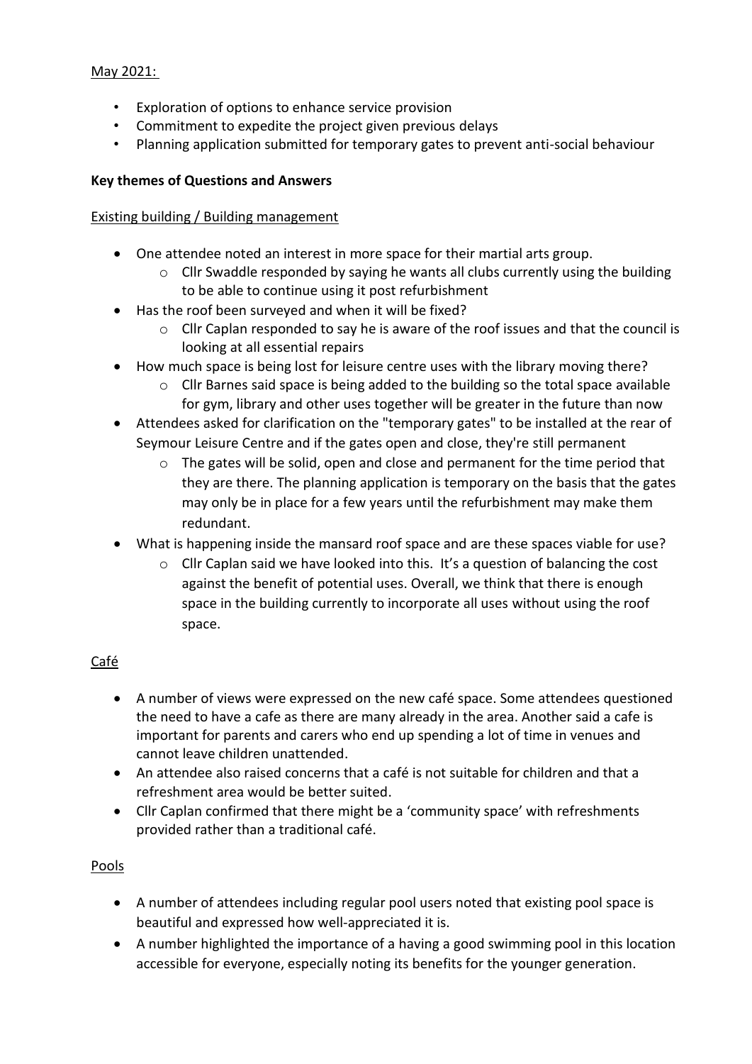May 2021:

- Exploration of options to enhance service provision
- Commitment to expedite the project given previous delays
- Planning application submitted for temporary gates to prevent anti-social behaviour

**Key themes of Questions and Answers**

Existing building / Building management

- One attendee noted an interest in more space for their martial arts group.
  - Cllr Swaddle responded by saying he wants all clubs currently using the building to be able to continue using it post refurbishment
- Has the roof been surveyed and when it will be fixed?
  - Cllr Caplan responded to say he is aware of the roof issues and that the council is looking at all essential repairs
- How much space is being lost for leisure centre uses with the library moving there?
  - Cllr Barnes said space is being added to the building so the total space available for gym, library and other uses together will be greater in the future than now
- Attendees asked for clarification on the "temporary gates" to be installed at the rear of Seymour Leisure Centre and if the gates open and close, they're still permanent
  - The gates will be solid, open and close and permanent for the time period that they are there. The planning application is temporary on the basis that the gates may only be in place for a few years until the refurbishment may make them redundant.
- What is happening inside the mansard roof space and are these spaces viable for use?
  - Cllr Caplan said we have looked into this. It's a question of balancing the cost against the benefit of potential uses. Overall, we think that there is enough space in the building currently to incorporate all uses without using the roof space.

Café

- A number of views were expressed on the new café space. Some attendees questioned the need to have a cafe as there are many already in the area. Another said a cafe is important for parents and carers who end up spending a lot of time in venues and cannot leave children unattended.
- An attendee also raised concerns that a café is not suitable for children and that a refreshment area would be better suited.
- Cllr Caplan confirmed that there might be a 'community space' with refreshments provided rather than a traditional café.

Pools

- A number of attendees including regular pool users noted that existing pool space is beautiful and expressed how well-appreciated it is.
- A number highlighted the importance of a having a good swimming pool in this location accessible for everyone, especially noting its benefits for the younger generation.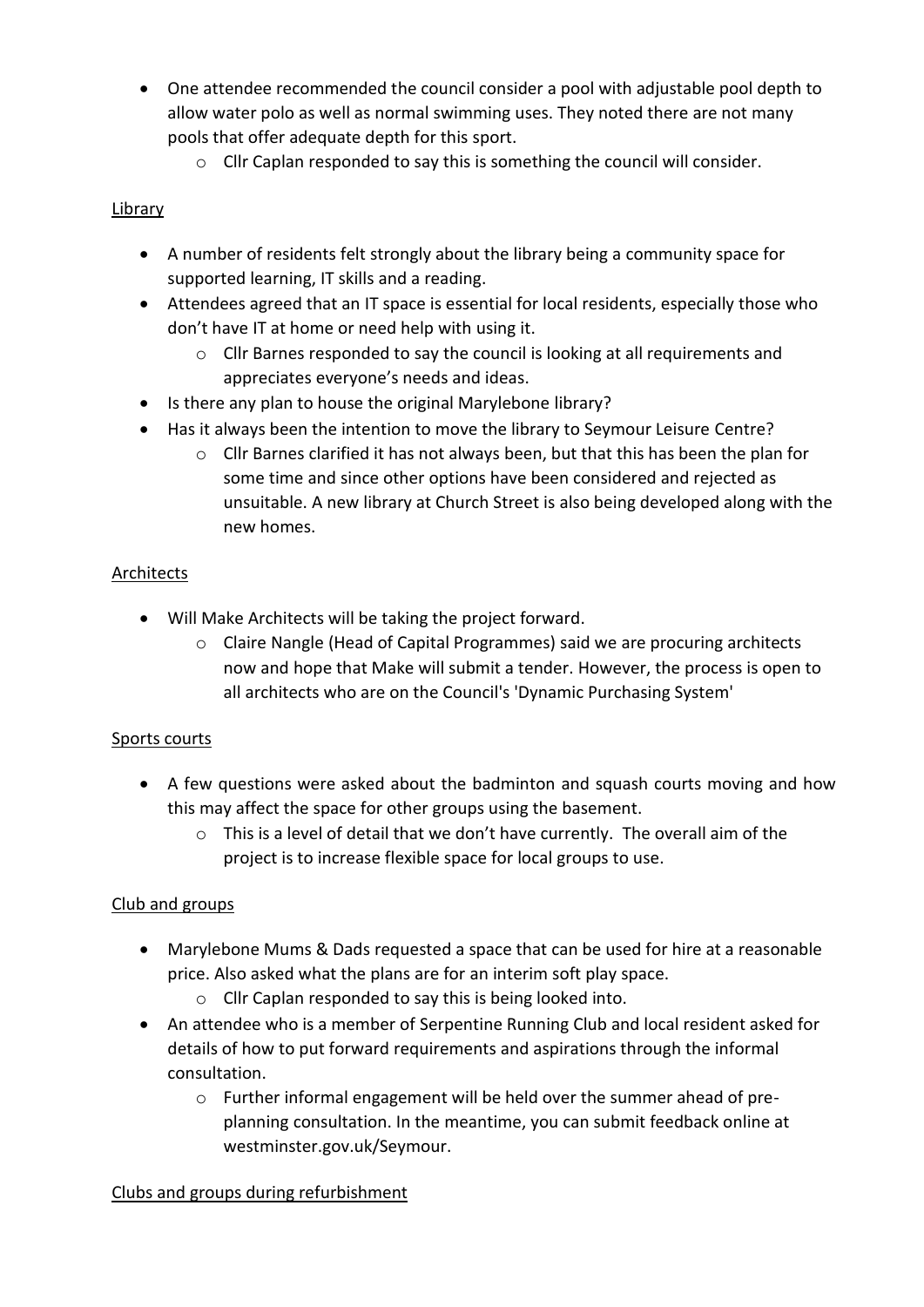- One attendee recommended the council consider a pool with adjustable pool depth to allow water polo as well as normal swimming uses. They noted there are not many pools that offer adequate depth for this sport.
    - Cllr Caplan responded to say this is something the council will consider.

<u>Library</u>

- A number of residents felt strongly about the library being a community space for supported learning, IT skills and a reading.
- Attendees agreed that an IT space is essential for local residents, especially those who don't have IT at home or need help with using it.
    - Cllr Barnes responded to say the council is looking at all requirements and appreciates everyone's needs and ideas.
- Is there any plan to house the original Marylebone library?
- Has it always been the intention to move the library to Seymour Leisure Centre?
    - Cllr Barnes clarified it has not always been, but that this has been the plan for some time and since other options have been considered and rejected as unsuitable. A new library at Church Street is also being developed along with the new homes.

<u>Architects</u>

- Will Make Architects will be taking the project forward.
    - Claire Nangle (Head of Capital Programmes) said we are procuring architects now and hope that Make will submit a tender. However, the process is open to all architects who are on the Council's 'Dynamic Purchasing System'

<u>Sports courts</u>

- A few questions were asked about the badminton and squash courts moving and how this may affect the space for other groups using the basement.
    - This is a level of detail that we don't have currently. The overall aim of the project is to increase flexible space for local groups to use.

<u>Club and groups</u>

- Marylebone Mums & Dads requested a space that can be used for hire at a reasonable price. Also asked what the plans are for an interim soft play space.
    - Cllr Caplan responded to say this is being looked into.
- An attendee who is a member of Serpentine Running Club and local resident asked for details of how to put forward requirements and aspirations through the informal consultation.
    - Further informal engagement will be held over the summer ahead of pre-planning consultation. In the meantime, you can submit feedback online at westminster.gov.uk/Seymour.

<u>Clubs and groups during refurbishment</u>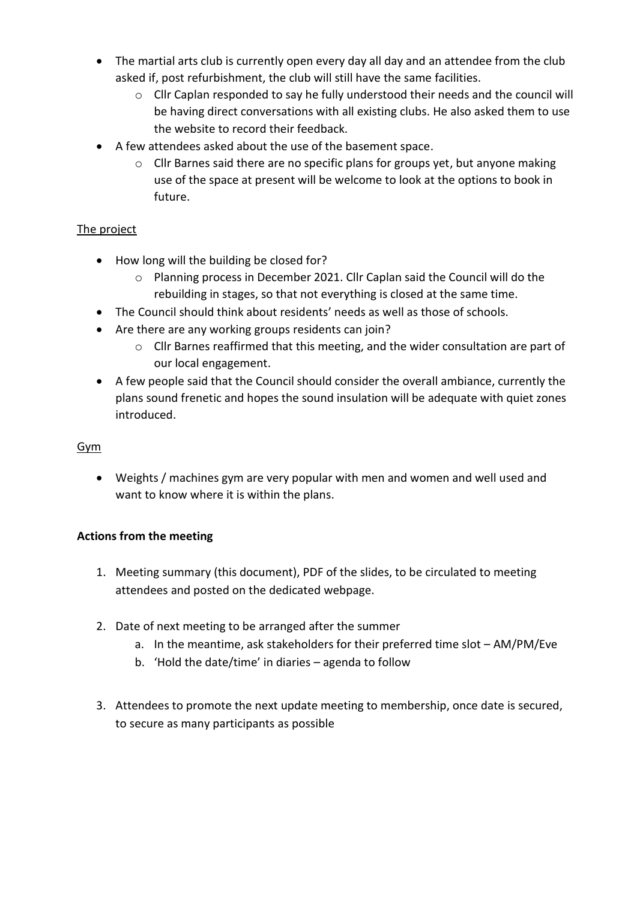- The martial arts club is currently open every day all day and an attendee from the club asked if, post refurbishment, the club will still have the same facilities.
    - Cllr Caplan responded to say he fully understood their needs and the council will be having direct conversations with all existing clubs. He also asked them to use the website to record their feedback.
- A few attendees asked about the use of the basement space.
    - Cllr Barnes said there are no specific plans for groups yet, but anyone making use of the space at present will be welcome to look at the options to book in future.

<u>The project</u>

- How long will the building be closed for?
    - Planning process in December 2021. Cllr Caplan said the Council will do the rebuilding in stages, so that not everything is closed at the same time.
- The Council should think about residents' needs as well as those of schools.
- Are there are any working groups residents can join?
    - Cllr Barnes reaffirmed that this meeting, and the wider consultation are part of our local engagement.
- A few people said that the Council should consider the overall ambiance, currently the plans sound frenetic and hopes the sound insulation will be adequate with quiet zones introduced.

<u>Gym</u>

- Weights / machines gym are very popular with men and women and well used and want to know where it is within the plans.

**Actions from the meeting**

1. Meeting summary (this document), PDF of the slides, to be circulated to meeting attendees and posted on the dedicated webpage.

2. Date of next meeting to be arranged after the summer
    a. In the meantime, ask stakeholders for their preferred time slot – AM/PM/Eve
    b. 'Hold the date/time' in diaries – agenda to follow

3. Attendees to promote the next update meeting to membership, once date is secured, to secure as many participants as possible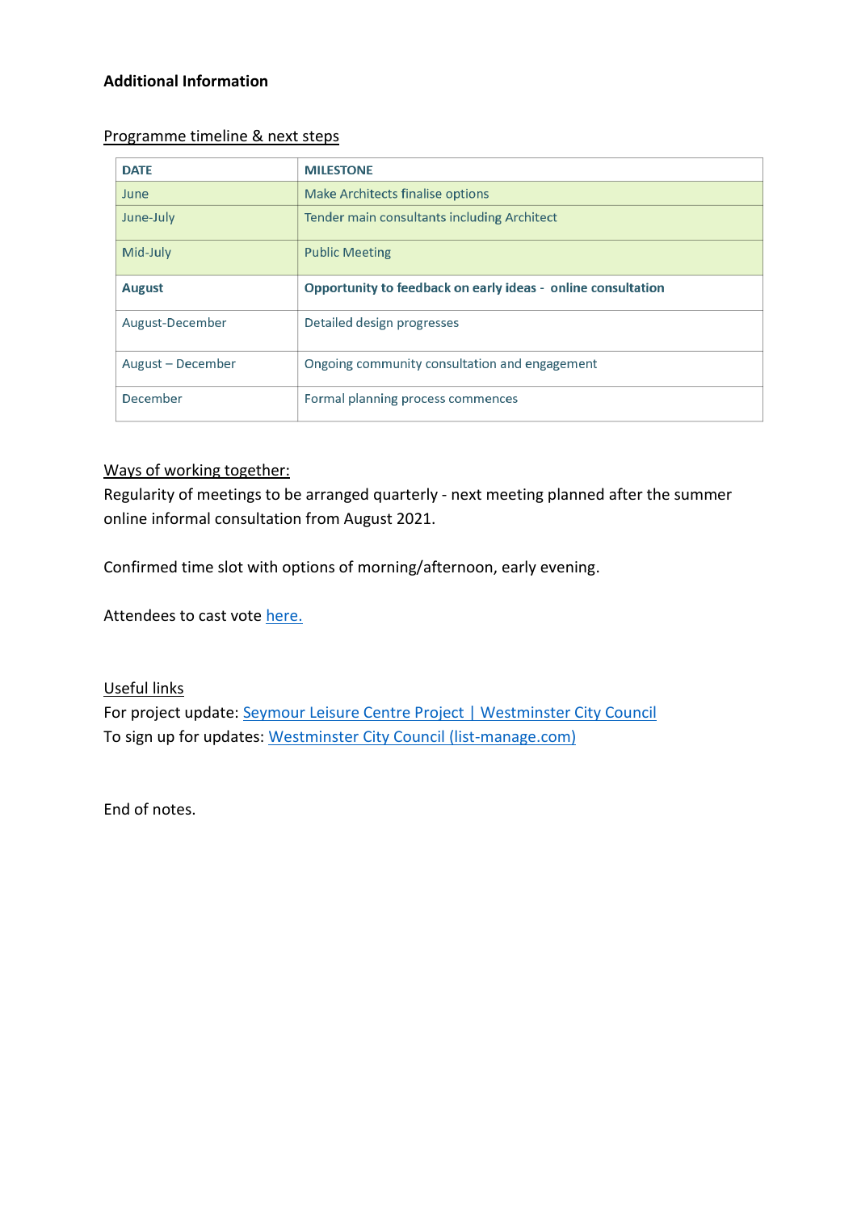**Additional Information**

Programme timeline & next steps

| DATE | MILESTONE |
|---|---|
| June | Make Architects finalise options |
| June-July | Tender main consultants including Architect |
| Mid-July | Public Meeting |
| **August** | **Opportunity to feedback on early ideas - online consultation** |
| August-December | Detailed design progresses |
| August – December | Ongoing community consultation and engagement |
| December | Formal planning process commences |

Ways of working together:

Regularity of meetings to be arranged quarterly - next meeting planned after the summer online informal consultation from August 2021.

Confirmed time slot with options of morning/afternoon, early evening.

Attendees to cast vote here.

Useful links

For project update: Seymour Leisure Centre Project | Westminster City Council

To sign up for updates: Westminster City Council (list-manage.com)

End of notes.